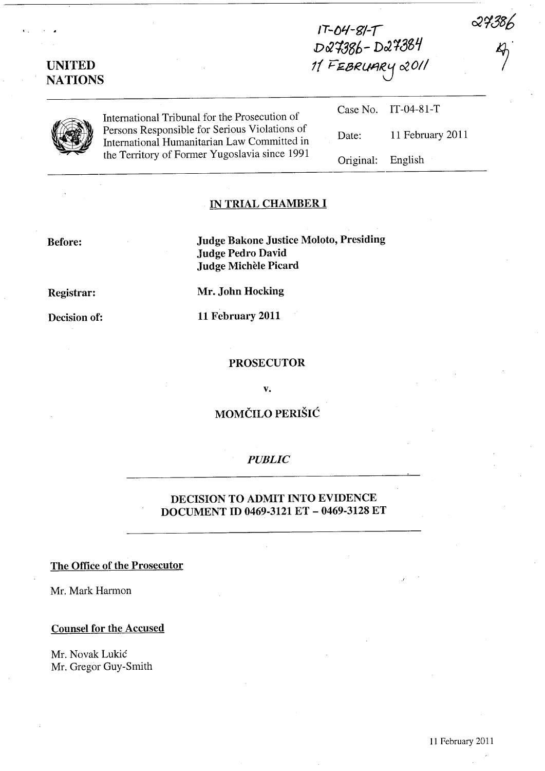IT-04-81-T
D27386 - D27384
11 FEBRUARY 2011

27386

**UNITED NATIONS**

International Tribunal for the Prosecution of Persons Responsible for Serious Violations of International Humanitarian Law Committed in the Territory of Former Yugoslavia since 1991

| | |
|---|---|
| Case No. | IT-04-81-T |
| Date: | 11 February 2011 |
| Original: | English |

## IN TRIAL CHAMBER I

**Before:** **Judge Bakone Justice Moloto, Presiding**
**Judge Pedro David**
**Judge Michèle Picard**

**Registrar:** **Mr. John Hocking**

**Decision of:** **11 February 2011**

**PROSECUTOR**

**v.**

**MOMČILO PERIŠIĆ**

*PUBLIC*

## DECISION TO ADMIT INTO EVIDENCE DOCUMENT ID 0469-3121 ET – 0469-3128 ET

**The Office of the Prosecutor**

Mr. Mark Harmon

**Counsel for the Accused**

Mr. Novak Lukić
Mr. Gregor Guy-Smith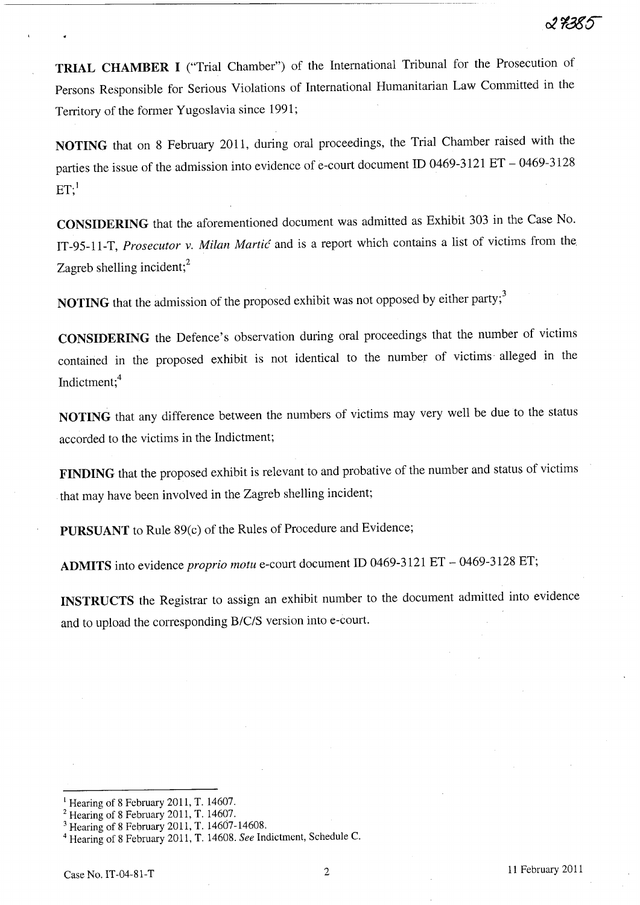**TRIAL CHAMBER I** ("Trial Chamber") of the International Tribunal for the Prosecution of Persons Responsible for Serious Violations of International Humanitarian Law Committed in the Territory of the former Yugoslavia since 1991;

**NOTING** that on 8 February 2011, during oral proceedings, the Trial Chamber raised with the parties the issue of the admission into evidence of e-court document ID 0469-3121 ET – 0469-3128 ET;[1]

**CONSIDERING** that the aforementioned document was admitted as Exhibit 303 in the Case No. IT-95-11-T, *Prosecutor v. Milan Martić* and is a report which contains a list of victims from the Zagreb shelling incident;[2]

**NOTING** that the admission of the proposed exhibit was not opposed by either party;[3]

**CONSIDERING** the Defence's observation during oral proceedings that the number of victims contained in the proposed exhibit is not identical to the number of victims alleged in the Indictment;[4]

**NOTING** that any difference between the numbers of victims may very well be due to the status accorded to the victims in the Indictment;

**FINDING** that the proposed exhibit is relevant to and probative of the number and status of victims that may have been involved in the Zagreb shelling incident;

**PURSUANT** to Rule 89(c) of the Rules of Procedure and Evidence;

**ADMITS** into evidence *proprio motu* e-court document ID 0469-3121 ET – 0469-3128 ET;

**INSTRUCTS** the Registrar to assign an exhibit number to the document admitted into evidence and to upload the corresponding B/C/S version into e-court.

---

[1] Hearing of 8 February 2011, T. 14607.

[2] Hearing of 8 February 2011, T. 14607.

[3] Hearing of 8 February 2011, T. 14607-14608.

[4] Hearing of 8 February 2011, T. 14608. *See* Indictment, Schedule C.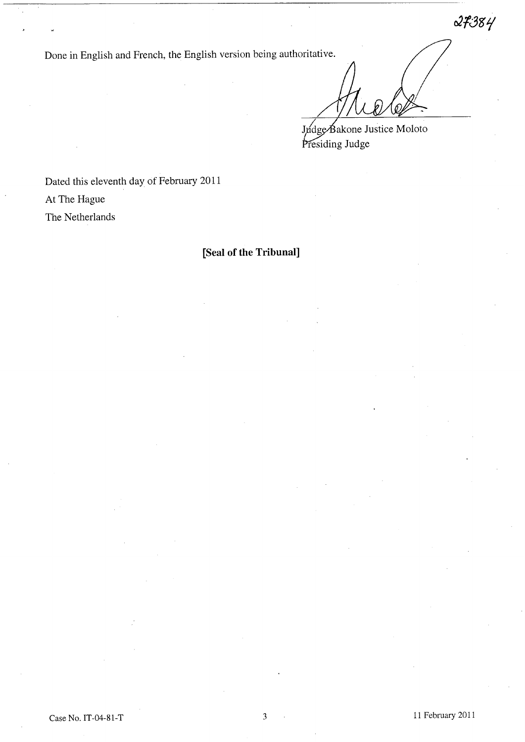27384

Done in English and French, the English version being authoritative.

Judge Bakone Justice Moloto
Presiding Judge

Dated this eleventh day of February 2011
At The Hague
The Netherlands

**[Seal of the Tribunal]**

Case No. IT-04-81-T 11 February 2011